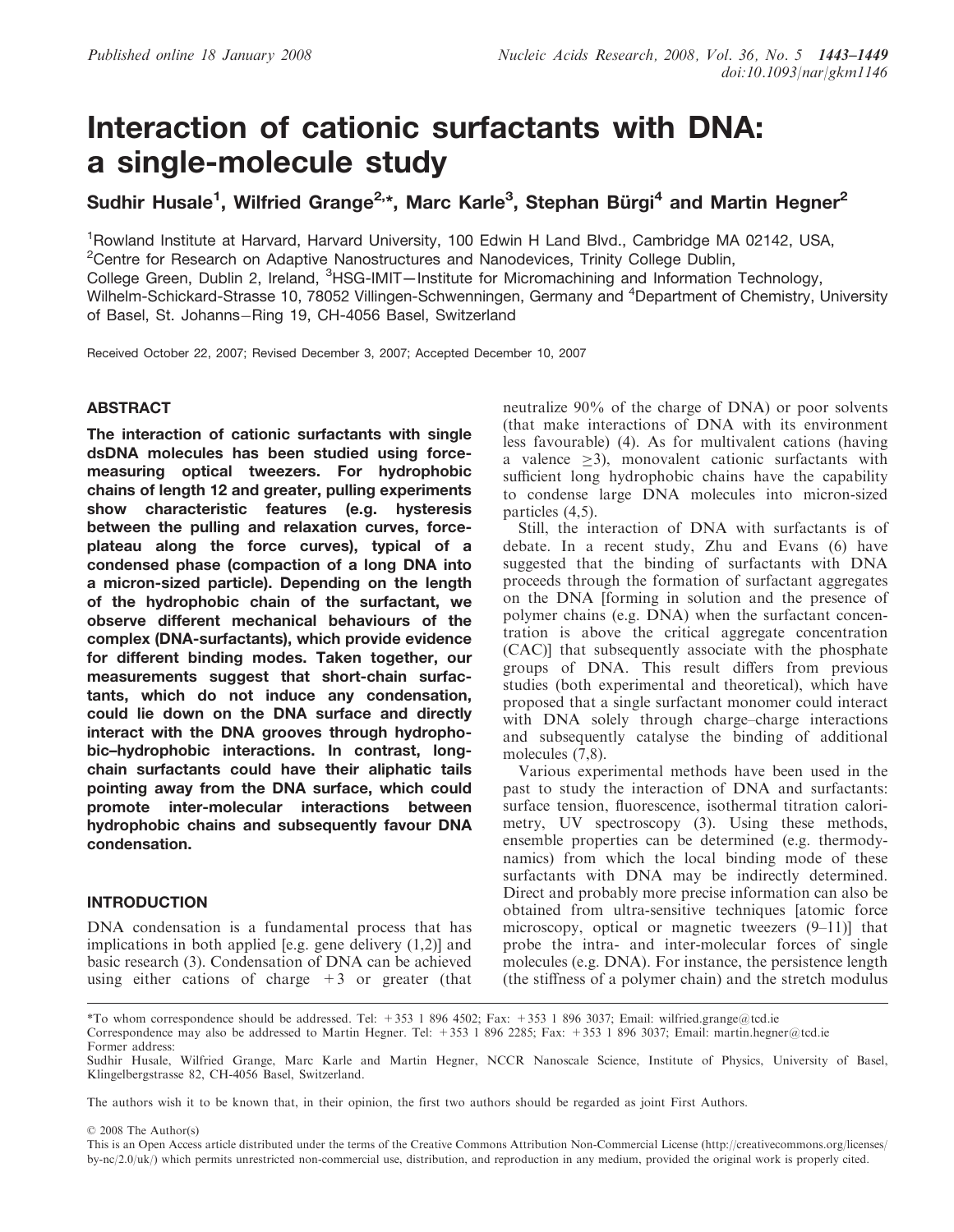# Interaction of cationic surfactants with DNA: a single-molecule study

Sudhir Husale[1], Wilfried Grange[2,*], Marc Karle[3], Stephan Bürgi[4] and Martin Hegner[2]

[1]Rowland Institute at Harvard, Harvard University, 100 Edwin H Land Blvd., Cambridge MA 02142, USA, [2]Centre for Research on Adaptive Nanostructures and Nanodevices, Trinity College Dublin, College Green, Dublin 2, Ireland, [3]HSG-IMIT—Institute for Micromachining and Information Technology, Wilhelm-Schickard-Strasse 10, 78052 Villingen-Schwenningen, Germany and [4]Department of Chemistry, University of Basel, St. Johanns−Ring 19, CH-4056 Basel, Switzerland

Received October 22, 2007; Revised December 3, 2007; Accepted December 10, 2007

## ABSTRACT

**The interaction of cationic surfactants with single dsDNA molecules has been studied using force-measuring optical tweezers. For hydrophobic chains of length 12 and greater, pulling experiments show characteristic features (e.g. hysteresis between the pulling and relaxation curves, force-plateau along the force curves), typical of a condensed phase (compaction of a long DNA into a micron-sized particle). Depending on the length of the hydrophobic chain of the surfactant, we observe different mechanical behaviours of the complex (DNA-surfactants), which provide evidence for different binding modes. Taken together, our measurements suggest that short-chain surfactants, which do not induce any condensation, could lie down on the DNA surface and directly interact with the DNA grooves through hydrophobic–hydrophobic interactions. In contrast, long-chain surfactants could have their aliphatic tails pointing away from the DNA surface, which could promote inter-molecular interactions between hydrophobic chains and subsequently favour DNA condensation.**

## INTRODUCTION

DNA condensation is a fundamental process that has implications in both applied [e.g. gene delivery (1,2)] and basic research (3). Condensation of DNA can be achieved using either cations of charge +3 or greater (that neutralize 90% of the charge of DNA) or poor solvents (that make interactions of DNA with its environment less favourable) (4). As for multivalent cations (having a valence ≥3), monovalent cationic surfactants with sufficient long hydrophobic chains have the capability to condense large DNA molecules into micron-sized particles (4,5).

Still, the interaction of DNA with surfactants is of debate. In a recent study, Zhu and Evans (6) have suggested that the binding of surfactants with DNA proceeds through the formation of surfactant aggregates on the DNA [forming in solution and the presence of polymer chains (e.g. DNA) when the surfactant concentration is above the critical aggregate concentration (CAC)] that subsequently associate with the phosphate groups of DNA. This result differs from previous studies (both experimental and theoretical), which have proposed that a single surfactant monomer could interact with DNA solely through charge–charge interactions and subsequently catalyse the binding of additional molecules (7,8).

Various experimental methods have been used in the past to study the interaction of DNA and surfactants: surface tension, fluorescence, isothermal titration calorimetry, UV spectroscopy (3). Using these methods, ensemble properties can be determined (e.g. thermodynamics) from which the local binding mode of these surfactants with DNA may be indirectly determined. Direct and probably more precise information can also be obtained from ultra-sensitive techniques [atomic force microscopy, optical or magnetic tweezers (9–11)] that probe the intra- and inter-molecular forces of single molecules (e.g. DNA). For instance, the persistence length (the stiffness of a polymer chain) and the stretch modulus

*To whom correspondence should be addressed. Tel: +353 1 896 4502; Fax: +353 1 896 3037; Email: wilfried.grange@tcd.ie
Correspondence may also be addressed to Martin Hegner. Tel: +353 1 896 2285; Fax: +353 1 896 3037; Email: martin.hegner@tcd.ie
Former address:
Sudhir Husale, Wilfried Grange, Marc Karle and Martin Hegner, NCCR Nanoscale Science, Institute of Physics, University of Basel, Klingelbergstrasse 82, CH-4056 Basel, Switzerland.

The authors wish it to be known that, in their opinion, the first two authors should be regarded as joint First Authors.

© 2008 The Author(s)
This is an Open Access article distributed under the terms of the Creative Commons Attribution Non-Commercial License (http://creativecommons.org/licenses/by-nc/2.0/uk/) which permits unrestricted non-commercial use, distribution, and reproduction in any medium, provided the original work is properly cited.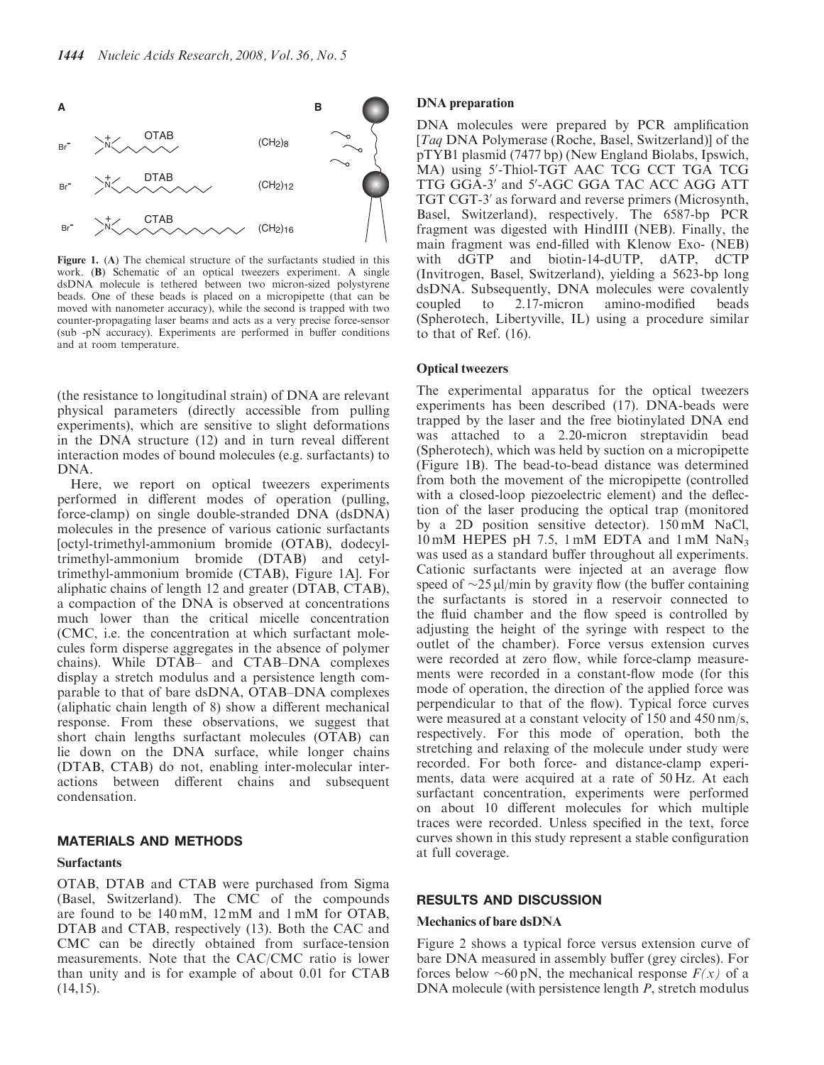Figure 1. (A) The chemical structure of the surfactants studied in this work. (B) Schematic of an optical tweezers experiment. A single dsDNA molecule is tethered between two micron-sized polystyrene beads. One of these beads is placed on a micropipette (that can be moved with nanometer accuracy), while the second is trapped with two counter-propagating laser beams and acts as a very precise force-sensor (sub -pN accuracy). Experiments are performed in buffer conditions and at room temperature.

(the resistance to longitudinal strain) of DNA are relevant physical parameters (directly accessible from pulling experiments), which are sensitive to slight deformations in the DNA structure (12) and in turn reveal different interaction modes of bound molecules (e.g. surfactants) to DNA.

Here, we report on optical tweezers experiments performed in different modes of operation (pulling, force-clamp) on single double-stranded DNA (dsDNA) molecules in the presence of various cationic surfactants [octyl-trimethyl-ammonium bromide (OTAB), dodecyl-trimethyl-ammonium bromide (DTAB) and cetyl-trimethyl-ammonium bromide (CTAB), Figure 1A]. For aliphatic chains of length 12 and greater (DTAB, CTAB), a compaction of the DNA is observed at concentrations much lower than the critical micelle concentration (CMC, i.e. the concentration at which surfactant molecules form disperse aggregates in the absence of polymer chains). While DTAB– and CTAB–DNA complexes display a stretch modulus and a persistence length comparable to that of bare dsDNA, OTAB–DNA complexes (aliphatic chain length of 8) show a different mechanical response. From these observations, we suggest that short chain lengths surfactant molecules (OTAB) can lie down on the DNA surface, while longer chains (DTAB, CTAB) do not, enabling inter-molecular interactions between different chains and subsequent condensation.

## MATERIALS AND METHODS

### Surfactants

OTAB, DTAB and CTAB were purchased from Sigma (Basel, Switzerland). The CMC of the compounds are found to be 140 mM, 12 mM and 1 mM for OTAB, DTAB and CTAB, respectively (13). Both the CAC and CMC can be directly obtained from surface-tension measurements. Note that the CAC/CMC ratio is lower than unity and is for example of about 0.01 for CTAB (14,15).

### DNA preparation

DNA molecules were prepared by PCR amplification [*Taq* DNA Polymerase (Roche, Basel, Switzerland)] of the pTYB1 plasmid (7477 bp) (New England Biolabs, Ipswich, MA) using 5′-Thiol-TGT AAC TCG CCT TGA TCG TTG GGA-3′ and 5′-AGC GGA TAC ACC AGG ATT TGT CGT-3′ as forward and reverse primers (Microsynth, Basel, Switzerland), respectively. The 6587-bp PCR fragment was digested with HindIII (NEB). Finally, the main fragment was end-filled with Klenow Exo- (NEB) with dGTP and biotin-14-dUTP, dATP, dCTP (Invitrogen, Basel, Switzerland), yielding a 5623-bp long dsDNA. Subsequently, DNA molecules were covalently coupled to 2.17-micron amino-modified beads (Spherotech, Libertyville, IL) using a procedure similar to that of Ref. (16).

### Optical tweezers

The experimental apparatus for the optical tweezers experiments has been described (17). DNA-beads were trapped by the laser and the free biotinylated DNA end was attached to a 2.20-micron streptavidin bead (Spherotech), which was held by suction on a micropipette (Figure 1B). The bead-to-bead distance was determined from both the movement of the micropipette (controlled with a closed-loop piezoelectric element) and the deflection of the laser producing the optical trap (monitored by a 2D position sensitive detector). 150 mM NaCl, 10 mM HEPES pH 7.5, 1 mM EDTA and 1 mM $NaN_3$ was used as a standard buffer throughout all experiments. Cationic surfactants were injected at an average flow speed of ~25 μl/min by gravity flow (the buffer containing the surfactants is stored in a reservoir connected to the fluid chamber and the flow speed is controlled by adjusting the height of the syringe with respect to the outlet of the chamber). Force versus extension curves were recorded at zero flow, while force-clamp measurements were recorded in a constant-flow mode (for this mode of operation, the direction of the applied force was perpendicular to that of the flow). Typical force curves were measured at a constant velocity of 150 and 450 nm/s, respectively. For this mode of operation, both the stretching and relaxing of the molecule under study were recorded. For both force- and distance-clamp experiments, data were acquired at a rate of 50 Hz. At each surfactant concentration, experiments were performed on about 10 different molecules for which multiple traces were recorded. Unless specified in the text, force curves shown in this study represent a stable configuration at full coverage.

## RESULTS AND DISCUSSION

### Mechanics of bare dsDNA

Figure 2 shows a typical force versus extension curve of bare DNA measured in assembly buffer (grey circles). For forces below ~60 pN, the mechanical response $F(x)$ of a DNA molecule (with persistence length $P$, stretch modulus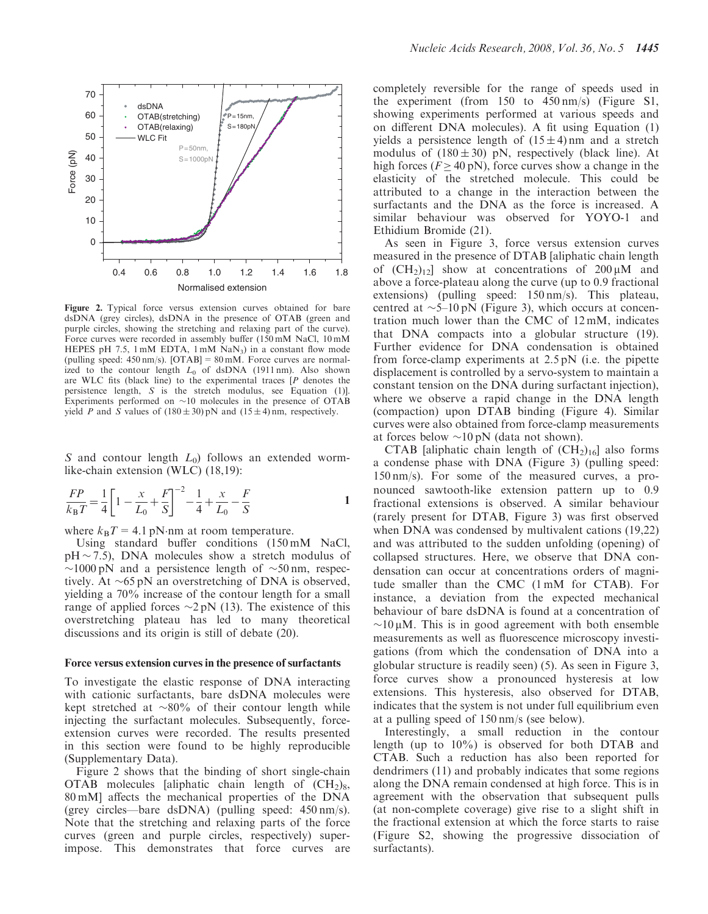**Figure 2.** Typical force versus extension curves obtained for bare dsDNA (grey circles), dsDNA in the presence of OTAB (green and purple circles, showing the stretching and relaxing part of the curve). Force curves were recorded in assembly buffer (150 mM NaCl, 10 mM HEPES pH 7.5, 1 mM EDTA, 1 mM $NaN_3$) in a constant flow mode (pulling speed: 450 nm/s). [OTAB] = 80 mM. Force curves are normalized to the contour length $L_0$ of dsDNA (1911 nm). Also shown are WLC fits (black line) to the experimental traces [$P$ denotes the persistence length, $S$ is the stretch modulus, see Equation (1)]. Experiments performed on ~10 molecules in the presence of OTAB yield $P$ and $S$ values of (180 ± 30) pN and (15 ± 4) nm, respectively.

$S$ and contour length $L_0$) follows an extended worm-like-chain extension (WLC) (18,19):

$$\frac{FP}{k_B T} = \frac{1}{4}\left[1 - \frac{x}{L_0} + \frac{F}{S}\right]^{-2} - \frac{1}{4} + \frac{x}{L_0} - \frac{F}{S} \qquad \mathbf{1}$$

where $k_B T$ = 4.1 pN·nm at room temperature.

Using standard buffer conditions (150 mM NaCl, pH ~ 7.5), DNA molecules show a stretch modulus of ~1000 pN and a persistence length of ~50 nm, respectively. At ~65 pN an overstretching of DNA is observed, yielding a 70% increase of the contour length for a small range of applied forces ~2 pN (13). The existence of this overstretching plateau has led to many theoretical discussions and its origin is still of debate (20).

### Force versus extension curves in the presence of surfactants

To investigate the elastic response of DNA interacting with cationic surfactants, bare dsDNA molecules were kept stretched at ~80% of their contour length while injecting the surfactant molecules. Subsequently, force-extension curves were recorded. The results presented in this section were found to be highly reproducible (Supplementary Data).

Figure 2 shows that the binding of short single-chain OTAB molecules [aliphatic chain length of $(CH_2)_8$, 80 mM] affects the mechanical properties of the DNA (grey circles—bare dsDNA) (pulling speed: 450 nm/s). Note that the stretching and relaxing parts of the force curves (green and purple circles, respectively) superimpose. This demonstrates that force curves are completely reversible for the range of speeds used in the experiment (from 150 to 450 nm/s) (Figure S1, showing experiments performed at various speeds and on different DNA molecules). A fit using Equation (1) yields a persistence length of (15 ± 4) nm and a stretch modulus of (180 ± 30) pN, respectively (black line). At high forces ($F \geq 40$ pN), force curves show a change in the elasticity of the stretched molecule. This could be attributed to a change in the interaction between the surfactants and the DNA as the force is increased. A similar behaviour was observed for YOYO-1 and Ethidium Bromide (21).

As seen in Figure 3, force versus extension curves measured in the presence of DTAB [aliphatic chain length of $(CH_2)_{12}$] show at concentrations of 200 μM and above a force-plateau along the curve (up to 0.9 fractional extensions) (pulling speed: 150 nm/s). This plateau, centred at ~5–10 pN (Figure 3), which occurs at concentration much lower than the CMC of 12 mM, indicates that DNA compacts into a globular structure (19). Further evidence for DNA condensation is obtained from force-clamp experiments at 2.5 pN (i.e. the pipette displacement is controlled by a servo-system to maintain a constant tension on the DNA during surfactant injection), where we observe a rapid change in the DNA length (compaction) upon DTAB binding (Figure 4). Similar curves were also obtained from force-clamp measurements at forces below ~10 pN (data not shown).

CTAB [aliphatic chain length of $(CH_2)_{16}$] also forms a condense phase with DNA (Figure 3) (pulling speed: 150 nm/s). For some of the measured curves, a pronounced sawtooth-like extension pattern up to 0.9 fractional extensions is observed. A similar behaviour (rarely present for DTAB, Figure 3) was first observed when DNA was condensed by multivalent cations (19,22) and was attributed to the sudden unfolding (opening) of collapsed structures. Here, we observe that DNA condensation can occur at concentrations orders of magnitude smaller than the CMC (1 mM for CTAB). For instance, a deviation from the expected mechanical behaviour of bare dsDNA is found at a concentration of ~10 μM. This is in good agreement with both ensemble measurements as well as fluorescence microscopy investigations (from which the condensation of DNA into a globular structure is readily seen) (5). As seen in Figure 3, force curves show a pronounced hysteresis at low extensions. This hysteresis, also observed for DTAB, indicates that the system is not under full equilibrium even at a pulling speed of 150 nm/s (see below).

Interestingly, a small reduction in the contour length (up to 10%) is observed for both DTAB and CTAB. Such a reduction has also been reported for dendrimers (11) and probably indicates that some regions along the DNA remain condensed at high force. This is in agreement with the observation that subsequent pulls (at non-complete coverage) give rise to a slight shift in the fractional extension at which the force starts to raise (Figure S2, showing the progressive dissociation of surfactants).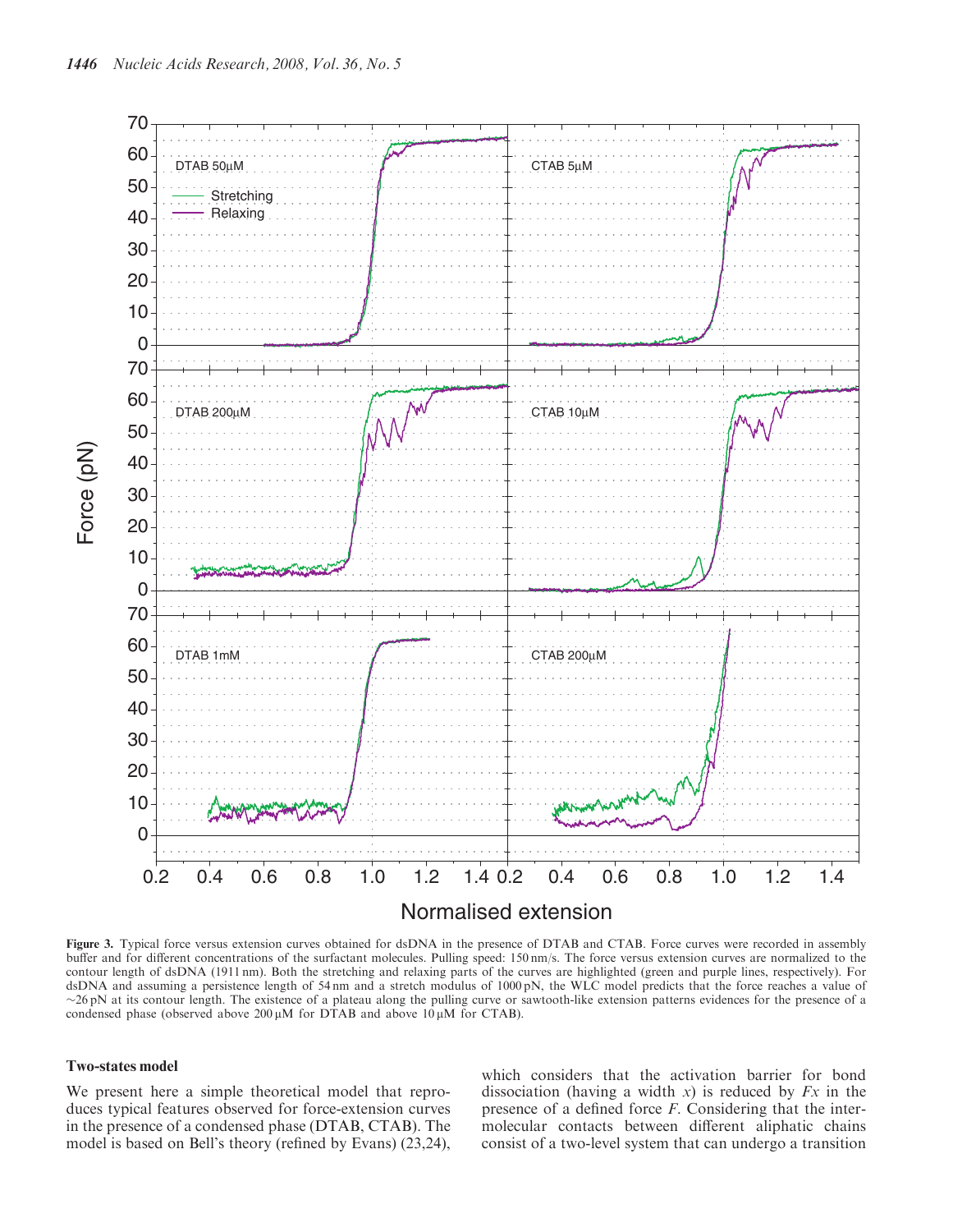**Figure 3.** Typical force versus extension curves obtained for dsDNA in the presence of DTAB and CTAB. Force curves were recorded in assembly buffer and for different concentrations of the surfactant molecules. Pulling speed: 150 nm/s. The force versus extension curves are normalized to the contour length of dsDNA (1911 nm). Both the stretching and relaxing parts of the curves are highlighted (green and purple lines, respectively). For dsDNA and assuming a persistence length of 54 nm and a stretch modulus of 1000 pN, the WLC model predicts that the force reaches a value of ~26 pN at its contour length. The existence of a plateau along the pulling curve or sawtooth-like extension patterns evidences for the presence of a condensed phase (observed above 200 µM for DTAB and above 10 µM for CTAB).

### Two-states model

We present here a simple theoretical model that reproduces typical features observed for force-extension curves in the presence of a condensed phase (DTAB, CTAB). The model is based on Bell's theory (refined by Evans) (23,24), which considers that the activation barrier for bond dissociation (having a width $x$) is reduced by $Fx$ in the presence of a defined force $F$. Considering that the intermolecular contacts between different aliphatic chains consist of a two-level system that can undergo a transition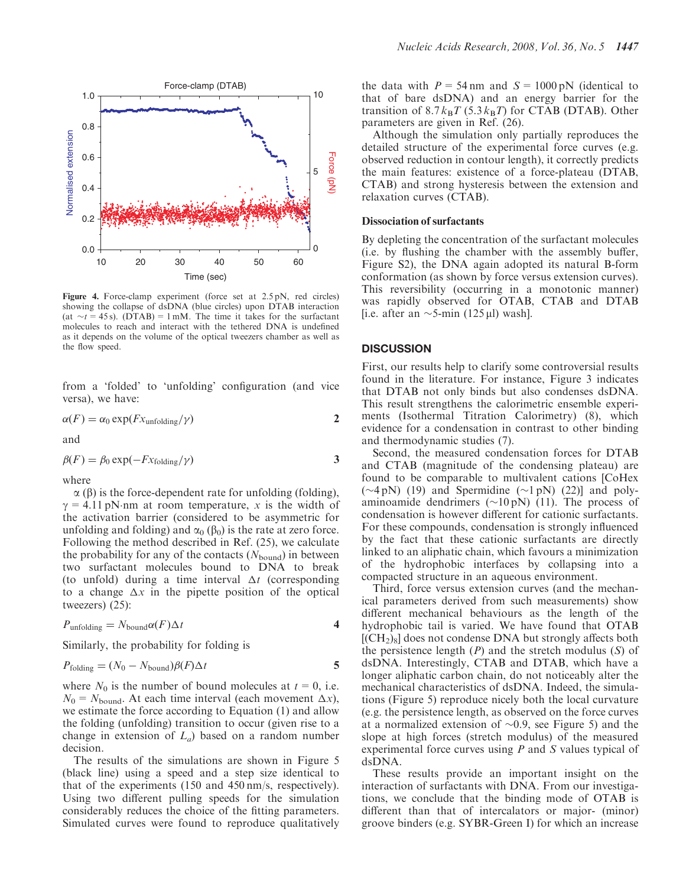**Figure 4.** Force-clamp experiment (force set at 2.5 pN, red circles) showing the collapse of dsDNA (blue circles) upon DTAB interaction (at $\sim t = 45$ s). (DTAB) = 1 mM. The time it takes for the surfactant molecules to reach and interact with the tethered DNA is undefined as it depends on the volume of the optical tweezers chamber as well as the flow speed.

from a 'folded' to 'unfolding' configuration (and vice versa), we have:

$$\alpha(F) = \alpha_0 \exp(F x_{\text{unfolding}}/\gamma) \qquad \textbf{2}$$

and

$$\beta(F) = \beta_0 \exp(-F x_{\text{folding}}/\gamma) \qquad \textbf{3}$$

where

$\alpha$ ($\beta$) is the force-dependent rate for unfolding (folding), $\gamma = 4.11$ pN·nm at room temperature, $x$ is the width of the activation barrier (considered to be asymmetric for unfolding and folding) and $\alpha_0$ ($\beta_0$) is the rate at zero force. Following the method described in Ref. (25), we calculate the probability for any of the contacts ($N_{\text{bound}}$) in between two surfactant molecules bound to DNA to break (to unfold) during a time interval $\Delta t$ (corresponding to a change $\Delta x$ in the pipette position of the optical tweezers) (25):

$$P_{\text{unfolding}} = N_{\text{bound}}\alpha(F)\Delta t \qquad \textbf{4}$$

Similarly, the probability for folding is

$$P_{\text{folding}} = (N_0 - N_{\text{bound}})\beta(F)\Delta t \qquad \textbf{5}$$

where $N_0$ is the number of bound molecules at $t = 0$, i.e. $N_0 = N_{\text{bound}}$. At each time interval (each movement $\Delta x$), we estimate the force according to Equation (1) and allow the folding (unfolding) transition to occur (given rise to a change in extension of $L_a$) based on a random number decision.

The results of the simulations are shown in Figure 5 (black line) using a speed and a step size identical to that of the experiments (150 and 450 nm/s, respectively). Using two different pulling speeds for the simulation considerably reduces the choice of the fitting parameters. Simulated curves were found to reproduce qualitatively the data with $P = 54$ nm and $S = 1000$ pN (identical to that of bare dsDNA) and an energy barrier for the transition of $8.7\,k_BT$ ($5.3\,k_BT$) for CTAB (DTAB). Other parameters are given in Ref. (26).

Although the simulation only partially reproduces the detailed structure of the experimental force curves (e.g. observed reduction in contour length), it correctly predicts the main features: existence of a force-plateau (DTAB, CTAB) and strong hysteresis between the extension and relaxation curves (CTAB).

### Dissociation of surfactants

By depleting the concentration of the surfactant molecules (i.e. by flushing the chamber with the assembly buffer, Figure S2), the DNA again adopted its natural B-form conformation (as shown by force versus extension curves). This reversibility (occurring in a monotonic manner) was rapidly observed for OTAB, CTAB and DTAB [i.e. after an ~5-min (125 μl) wash].

## DISCUSSION

First, our results help to clarify some controversial results found in the literature. For instance, Figure 3 indicates that DTAB not only binds but also condenses dsDNA. This result strengthens the calorimetric ensemble experiments (Isothermal Titration Calorimetry) (8), which evidence for a condensation in contrast to other binding and thermodynamic studies (7).

Second, the measured condensation forces for DTAB and CTAB (magnitude of the condensing plateau) are found to be comparable to multivalent cations [CoHex (~4 pN) (19) and Spermidine (~1 pN) (22)] and polyaminoamide dendrimers (~10 pN) (11). The process of condensation is however different for cationic surfactants. For these compounds, condensation is strongly influenced by the fact that these cationic surfactants are directly linked to an aliphatic chain, which favours a minimization of the hydrophobic interfaces by collapsing into a compacted structure in an aqueous environment.

Third, force versus extension curves (and the mechanical parameters derived from such measurements) show different mechanical behaviours as the length of the hydrophobic tail is varied. We have found that OTAB [$(CH_2)_8$] does not condense DNA but strongly affects both the persistence length ($P$) and the stretch modulus ($S$) of dsDNA. Interestingly, CTAB and DTAB, which have a longer aliphatic carbon chain, do not noticeably alter the mechanical characteristics of dsDNA. Indeed, the simulations (Figure 5) reproduce nicely both the local curvature (e.g. the persistence length, as observed on the force curves at a normalized extension of ~0.9, see Figure 5) and the slope at high forces (stretch modulus) of the measured experimental force curves using $P$ and $S$ values typical of dsDNA.

These results provide an important insight on the interaction of surfactants with DNA. From our investigations, we conclude that the binding mode of OTAB is different than that of intercalators or major- (minor) groove binders (e.g. SYBR-Green I) for which an increase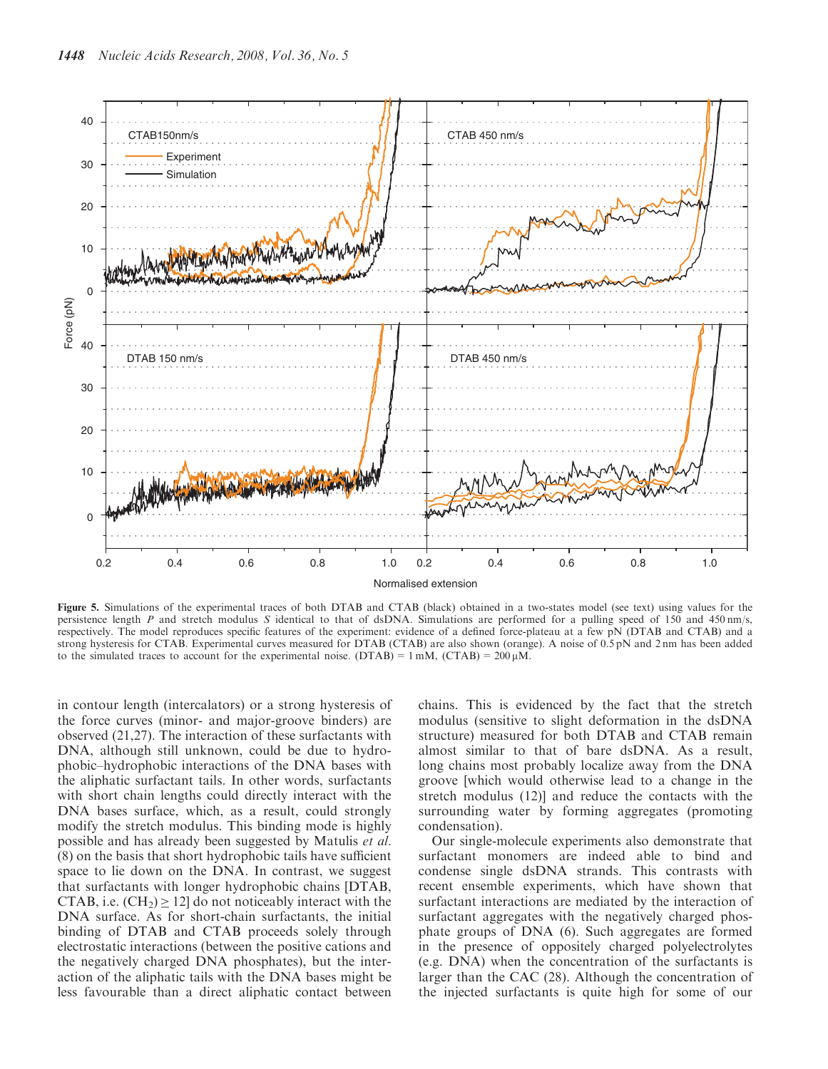**Figure 5.** Simulations of the experimental traces of both DTAB and CTAB (black) obtained in a two-states model (see text) using values for the persistence length *P* and stretch modulus *S* identical to that of dsDNA. Simulations are performed for a pulling speed of 150 and 450 nm/s, respectively. The model reproduces specific features of the experiment: evidence of a defined force-plateau at a few pN (DTAB and CTAB) and a strong hysteresis for CTAB. Experimental curves measured for DTAB (CTAB) are also shown (orange). A noise of 0.5 pN and 2 nm has been added to the simulated traces to account for the experimental noise. (DTAB) = 1 mM, (CTAB) = 200 μM.

in contour length (intercalators) or a strong hysteresis of the force curves (minor- and major-groove binders) are observed (21,27). The interaction of these surfactants with DNA, although still unknown, could be due to hydrophobic–hydrophobic interactions of the DNA bases with the aliphatic surfactant tails. In other words, surfactants with short chain lengths could directly interact with the DNA bases surface, which, as a result, could strongly modify the stretch modulus. This binding mode is highly possible and has already been suggested by Matulis *et al.* (8) on the basis that short hydrophobic tails have sufficient space to lie down on the DNA. In contrast, we suggest that surfactants with longer hydrophobic chains [DTAB, CTAB, i.e. $(CH_2) \geq 12$] do not noticeably interact with the DNA surface. As for short-chain surfactants, the initial binding of DTAB and CTAB proceeds solely through electrostatic interactions (between the positive cations and the negatively charged DNA phosphates), but the interaction of the aliphatic tails with the DNA bases might be less favourable than a direct aliphatic contact between chains. This is evidenced by the fact that the stretch modulus (sensitive to slight deformation in the dsDNA structure) measured for both DTAB and CTAB remain almost similar to that of bare dsDNA. As a result, long chains most probably localize away from the DNA groove [which would otherwise lead to a change in the stretch modulus (12)] and reduce the contacts with the surrounding water by forming aggregates (promoting condensation).

Our single-molecule experiments also demonstrate that surfactant monomers are indeed able to bind and condense single dsDNA strands. This contrasts with recent ensemble experiments, which have shown that surfactant interactions are mediated by the interaction of surfactant aggregates with the negatively charged phosphate groups of DNA (6). Such aggregates are formed in the presence of oppositely charged polyelectrolytes (e.g. DNA) when the concentration of the surfactants is larger than the CAC (28). Although the concentration of the injected surfactants is quite high for some of our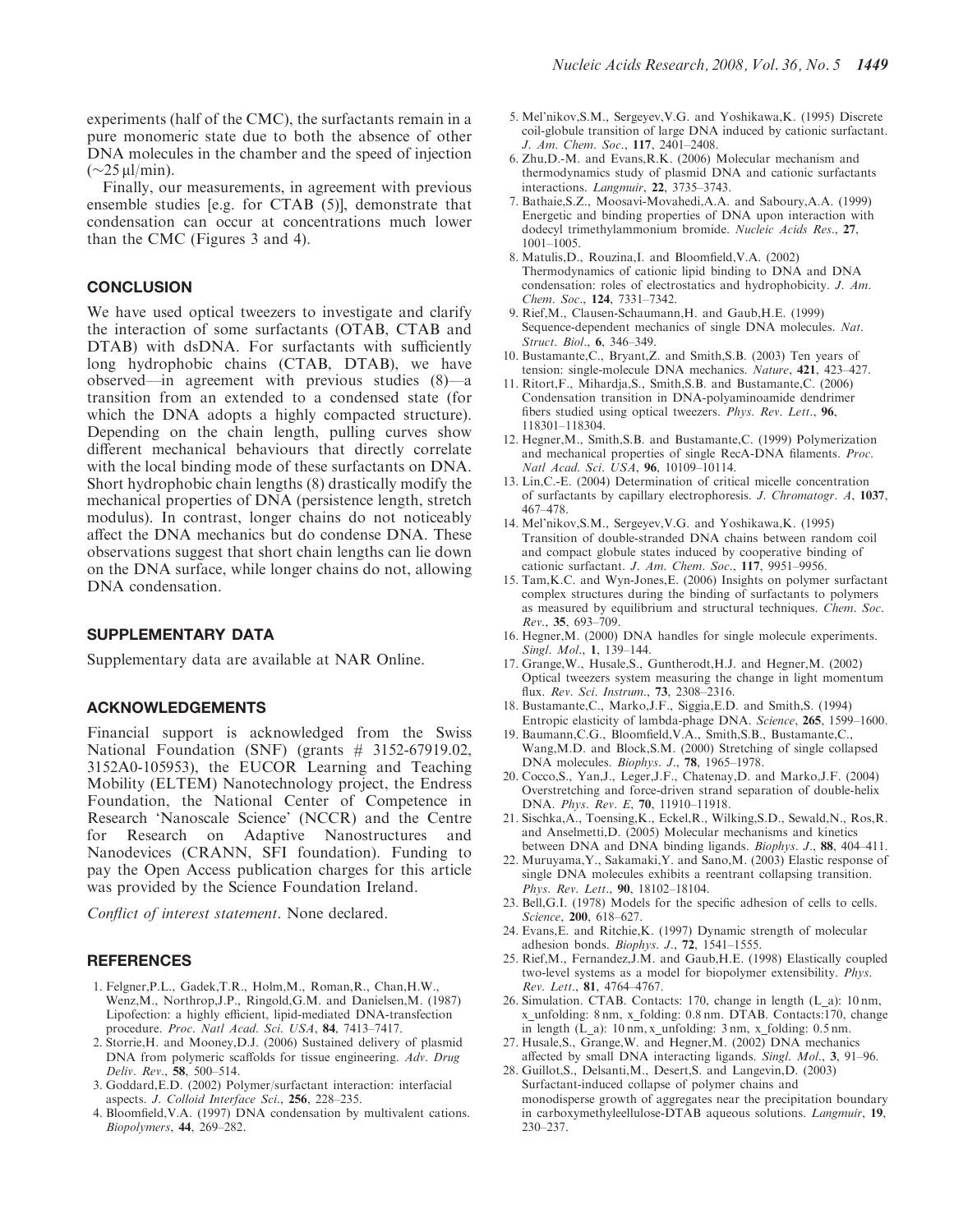experiments (half of the CMC), the surfactants remain in a pure monomeric state due to both the absence of other DNA molecules in the chamber and the speed of injection ($\sim$25 μl/min).

Finally, our measurements, in agreement with previous ensemble studies [e.g. for CTAB (5)], demonstrate that condensation can occur at concentrations much lower than the CMC (Figures 3 and 4).

## CONCLUSION

We have used optical tweezers to investigate and clarify the interaction of some surfactants (OTAB, CTAB and DTAB) with dsDNA. For surfactants with sufficiently long hydrophobic chains (CTAB, DTAB), we have observed—in agreement with previous studies (8)—a transition from an extended to a condensed state (for which the DNA adopts a highly compacted structure). Depending on the chain length, pulling curves show different mechanical behaviours that directly correlate with the local binding mode of these surfactants on DNA. Short hydrophobic chain lengths (8) drastically modify the mechanical properties of DNA (persistence length, stretch modulus). In contrast, longer chains do not noticeably affect the DNA mechanics but do condense DNA. These observations suggest that short chain lengths can lie down on the DNA surface, while longer chains do not, allowing DNA condensation.

## SUPPLEMENTARY DATA

Supplementary data are available at NAR Online.

## ACKNOWLEDGEMENTS

Financial support is acknowledged from the Swiss National Foundation (SNF) (grants # 3152-67919.02, 3152A0-105953), the EUCOR Learning and Teaching Mobility (ELTEM) Nanotechnology project, the Endress Foundation, the National Center of Competence in Research 'Nanoscale Science' (NCCR) and the Centre for Research on Adaptive Nanostructures and Nanodevices (CRANN, SFI foundation). Funding to pay the Open Access publication charges for this article was provided by the Science Foundation Ireland.

*Conflict of interest statement*. None declared.

## REFERENCES

1. Felgner,P.L., Gadek,T.R., Holm,M., Roman,R., Chan,H.W., Wenz,M., Northrop,J.P., Ringold,G.M. and Danielsen,M. (1987) Lipofection: a highly efficient, lipid-mediated DNA-transfection procedure. *Proc. Natl Acad. Sci. USA*, **84**, 7413–7417.
2. Storrie,H. and Mooney,D.J. (2006) Sustained delivery of plasmid DNA from polymeric scaffolds for tissue engineering. *Adv. Drug Deliv. Rev*., **58**, 500–514.
3. Goddard,E.D. (2002) Polymer/surfactant interaction: interfacial aspects. *J. Colloid Interface Sci*., **256**, 228–235.
4. Bloomfield,V.A. (1997) DNA condensation by multivalent cations. *Biopolymers*, **44**, 269–282.
5. Mel'nikov,S.M., Sergeyev,V.G. and Yoshikawa,K. (1995) Discrete coil-globule transition of large DNA induced by cationic surfactant. *J. Am. Chem. Soc*., **117**, 2401–2408.
6. Zhu,D.-M. and Evans,R.K. (2006) Molecular mechanism and thermodynamics study of plasmid DNA and cationic surfactants interactions. *Langmuir*, **22**, 3735–3743.
7. Bathaie,S.Z., Moosavi-Movahedi,A.A. and Saboury,A.A. (1999) Energetic and binding properties of DNA upon interaction with dodecyl trimethylammonium bromide. *Nucleic Acids Res*., **27**, 1001–1005.
8. Matulis,D., Rouzina,I. and Bloomfield,V.A. (2002) Thermodynamics of cationic lipid binding to DNA and DNA condensation: roles of electrostatics and hydrophobicity. *J. Am. Chem. Soc*., **124**, 7331–7342.
9. Rief,M., Clausen-Schaumann,H. and Gaub,H.E. (1999) Sequence-dependent mechanics of single DNA molecules. *Nat. Struct. Biol*., **6**, 346–349.
10. Bustamante,C., Bryant,Z. and Smith,S.B. (2003) Ten years of tension: single-molecule DNA mechanics. *Nature*, **421**, 423–427.
11. Ritort,F., Mihardja,S., Smith,S.B. and Bustamante,C. (2006) Condensation transition in DNA-polyaminoamide dendrimer fibers studied using optical tweezers. *Phys. Rev. Lett*., **96**, 118301–118304.
12. Hegner,M., Smith,S.B. and Bustamante,C. (1999) Polymerization and mechanical properties of single RecA-DNA filaments. *Proc. Natl Acad. Sci. USA*, **96**, 10109–10114.
13. Lin,C.-E. (2004) Determination of critical micelle concentration of surfactants by capillary electrophoresis. *J. Chromatogr. A*, **1037**, 467–478.
14. Mel'nikov,S.M., Sergeyev,V.G. and Yoshikawa,K. (1995) Transition of double-stranded DNA chains between random coil and compact globule states induced by cooperative binding of cationic surfactant. *J. Am. Chem. Soc*., **117**, 9951–9956.
15. Tam,K.C. and Wyn-Jones,E. (2006) Insights on polymer surfactant complex structures during the binding of surfactants to polymers as measured by equilibrium and structural techniques. *Chem. Soc. Rev*., **35**, 693–709.
16. Hegner,M. (2000) DNA handles for single molecule experiments. *Singl. Mol*., **1**, 139–144.
17. Grange,W., Husale,S., Guntherodt,H.J. and Hegner,M. (2002) Optical tweezers system measuring the change in light momentum flux. *Rev. Sci. Instrum*., **73**, 2308–2316.
18. Bustamante,C., Marko,J.F., Siggia,E.D. and Smith,S. (1994) Entropic elasticity of lambda-phage DNA. *Science*, **265**, 1599–1600.
19. Baumann,C.G., Bloomfield,V.A., Smith,S.B., Bustamante,C., Wang,M.D. and Block,S.M. (2000) Stretching of single collapsed DNA molecules. *Biophys. J*., **78**, 1965–1978.
20. Cocco,S., Yan,J., Leger,J.F., Chatenay,D. and Marko,J.F. (2004) Overstretching and force-driven strand separation of double-helix DNA. *Phys. Rev. E*, **70**, 11910–11918.
21. Sischka,A., Toensing,K., Eckel,R., Wilking,S.D., Sewald,N., Ros,R. and Anselmetti,D. (2005) Molecular mechanisms and kinetics between DNA and DNA binding ligands. *Biophys. J*., **88**, 404–411.
22. Muruyama,Y., Sakamaki,Y. and Sano,M. (2003) Elastic response of single DNA molecules exhibits a reentrant collapsing transition. *Phys. Rev. Lett*., **90**, 18102–18104.
23. Bell,G.I. (1978) Models for the specific adhesion of cells to cells. *Science*, **200**, 618–627.
24. Evans,E. and Ritchie,K. (1997) Dynamic strength of molecular adhesion bonds. *Biophys. J*., **72**, 1541–1555.
25. Rief,M., Fernandez,J.M. and Gaub,H.E. (1998) Elastically coupled two-level systems as a model for biopolymer extensibility. *Phys. Rev. Lett*., **81**, 4764–4767.
26. Simulation. CTAB. Contacts: 170, change in length ($L_a$): 10 nm, $x_{unfolding}$: 8 nm, $x_{folding}$: 0.8 nm. DTAB. Contacts:170, change in length ($L_a$): 10 nm, $x_{unfolding}$: 3 nm, $x_{folding}$: 0.5 nm.
27. Husale,S., Grange,W. and Hegner,M. (2002) DNA mechanics affected by small DNA interacting ligands. *Singl. Mol*., **3**, 91–96.
28. Guillot,S., Delsanti,M., Desert,S. and Langevin,D. (2003) Surfactant-induced collapse of polymer chains and monodisperse growth of aggregates near the precipitation boundary in carboxymethyleellulose-DTAB aqueous solutions. *Langmuir*, **19**, 230–237.